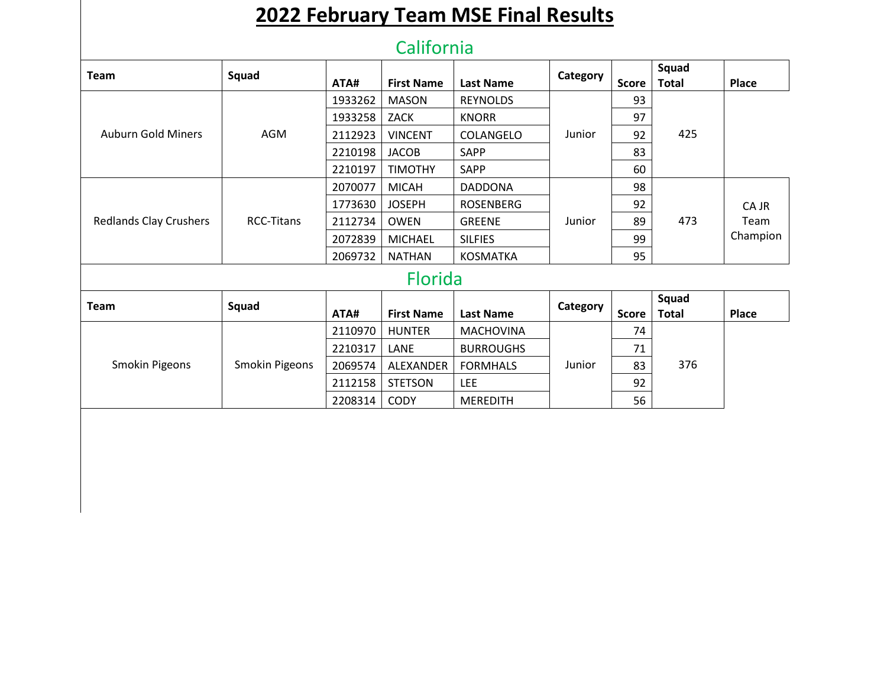# 2022 February Team MSE Final Results

## California

| Team | Squad | ATA# | First Name | Last Name | Category | Score | Squad Total | Place |
|---|---|---|---|---|---|---|---|---|
| Auburn Gold Miners | AGM | 1933262 | MASON | REYNOLDS | Junior | 93 | 425 | |
| | | 1933258 | ZACK | KNORR | | 97 | | |
| | | 2112923 | VINCENT | COLANGELO | | 92 | | |
| | | 2210198 | JACOB | SAPP | | 83 | | |
| | | 2210197 | TIMOTHY | SAPP | | 60 | | |
| Redlands Clay Crushers | RCC-Titans | 2070077 | MICAH | DADDONA | Junior | 98 | 473 | CA JR Team Champion |
| | | 1773630 | JOSEPH | ROSENBERG | | 92 | | |
| | | 2112734 | OWEN | GREENE | | 89 | | |
| | | 2072839 | MICHAEL | SILFIES | | 99 | | |
| | | 2069732 | NATHAN | KOSMATKA | | 95 | | |

## Florida

| Team | Squad | ATA# | First Name | Last Name | Category | Score | Squad Total | Place |
|---|---|---|---|---|---|---|---|---|
| Smokin Pigeons | Smokin Pigeons | 2110970 | HUNTER | MACHOVINA | Junior | 74 | 376 | |
| | | 2210317 | LANE | BURROUGHS | | 71 | | |
| | | 2069574 | ALEXANDER | FORMHALS | | 83 | | |
| | | 2112158 | STETSON | LEE | | 92 | | |
| | | 2208314 | CODY | MEREDITH | | 56 | | |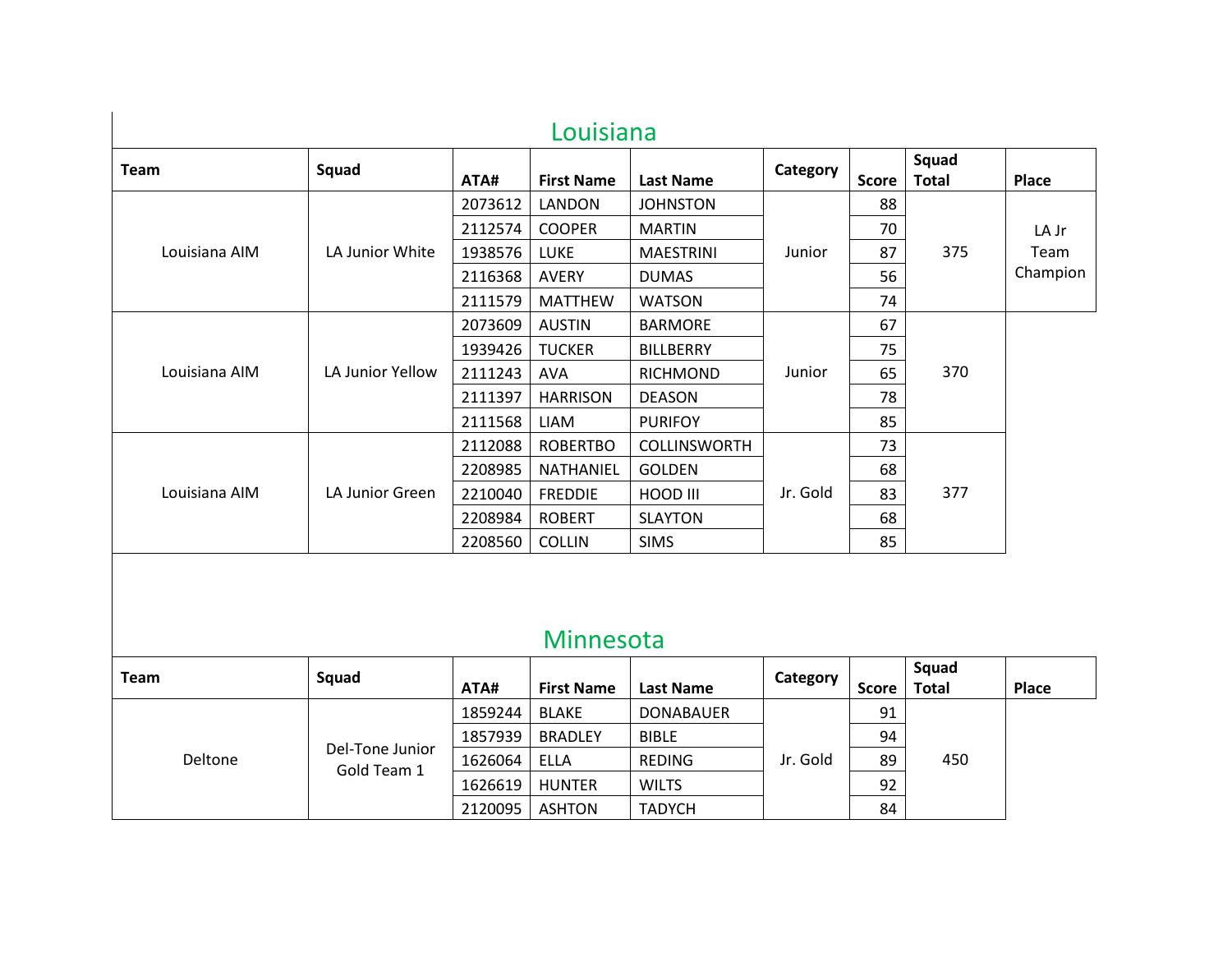## Louisiana

| Team | Squad | ATA# | First Name | Last Name | Category | Score | Squad Total | Place |
|---|---|---|---|---|---|---|---|---|
| Louisiana AIM | LA Junior White | 2073612 | LANDON | JOHNSTON | Junior | 88 | 375 | LA Jr Team Champion |
| | | 2112574 | COOPER | MARTIN | | 70 | | |
| | | 1938576 | LUKE | MAESTRINI | | 87 | | |
| | | 2116368 | AVERY | DUMAS | | 56 | | |
| | | 2111579 | MATTHEW | WATSON | | 74 | | |
| Louisiana AIM | LA Junior Yellow | 2073609 | AUSTIN | BARMORE | Junior | 67 | 370 | |
| | | 1939426 | TUCKER | BILLBERRY | | 75 | | |
| | | 2111243 | AVA | RICHMOND | | 65 | | |
| | | 2111397 | HARRISON | DEASON | | 78 | | |
| | | 2111568 | LIAM | PURIFOY | | 85 | | |
| Louisiana AIM | LA Junior Green | 2112088 | ROBERTBO | COLLINSWORTH | Jr. Gold | 73 | 377 | |
| | | 2208985 | NATHANIEL | GOLDEN | | 68 | | |
| | | 2210040 | FREDDIE | HOOD III | | 83 | | |
| | | 2208984 | ROBERT | SLAYTON | | 68 | | |
| | | 2208560 | COLLIN | SIMS | | 85 | | |

## Minnesota

| Team | Squad | ATA# | First Name | Last Name | Category | Score | Squad Total | Place |
|---|---|---|---|---|---|---|---|---|
| Deltone | Del-Tone Junior Gold Team 1 | 1859244 | BLAKE | DONABAUER | Jr. Gold | 91 | 450 | |
| | | 1857939 | BRADLEY | BIBLE | | 94 | | |
| | | 1626064 | ELLA | REDING | | 89 | | |
| | | 1626619 | HUNTER | WILTS | | 92 | | |
| | | 2120095 | ASHTON | TADYCH | | 84 | | |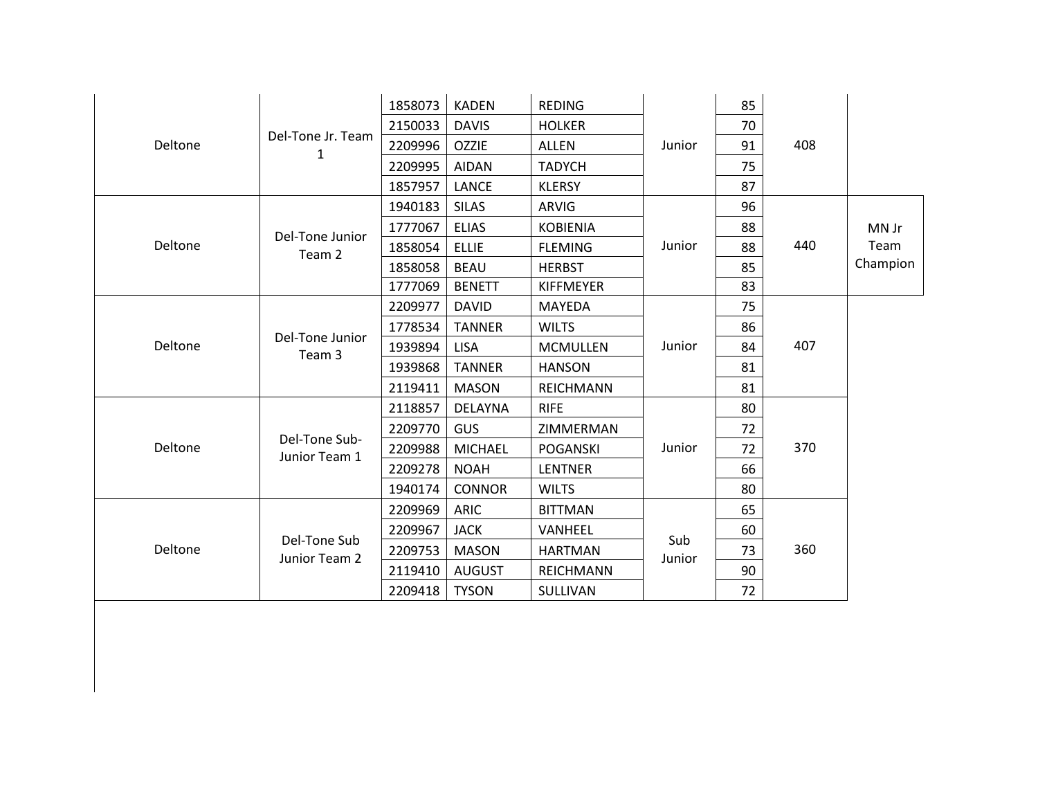| | | | | | | | | |
|---|---|---|---|---|---|---|---|---|
| Deltone | Del-Tone Jr. Team 1 | 1858073 | KADEN | REDING | Junior | 85 | 408 | |
| | | 2150033 | DAVIS | HOLKER | | 70 | | |
| | | 2209996 | OZZIE | ALLEN | | 91 | | |
| | | 2209995 | AIDAN | TADYCH | | 75 | | |
| | | 1857957 | LANCE | KLERSY | | 87 | | |
| Deltone | Del-Tone Junior Team 2 | 1940183 | SILAS | ARVIG | Junior | 96 | 440 | MN Jr Team Champion |
| | | 1777067 | ELIAS | KOBIENIA | | 88 | | |
| | | 1858054 | ELLIE | FLEMING | | 88 | | |
| | | 1858058 | BEAU | HERBST | | 85 | | |
| | | 1777069 | BENETT | KIFFMEYER | | 83 | | |
| Deltone | Del-Tone Junior Team 3 | 2209977 | DAVID | MAYEDA | Junior | 75 | 407 | |
| | | 1778534 | TANNER | WILTS | | 86 | | |
| | | 1939894 | LISA | MCMULLEN | | 84 | | |
| | | 1939868 | TANNER | HANSON | | 81 | | |
| | | 2119411 | MASON | REICHMANN | | 81 | | |
| Deltone | Del-Tone Sub-Junior Team 1 | 2118857 | DELAYNA | RIFE | Junior | 80 | 370 | |
| | | 2209770 | GUS | ZIMMERMAN | | 72 | | |
| | | 2209988 | MICHAEL | POGANSKI | | 72 | | |
| | | 2209278 | NOAH | LENTNER | | 66 | | |
| | | 1940174 | CONNOR | WILTS | | 80 | | |
| Deltone | Del-Tone Sub Junior Team 2 | 2209969 | ARIC | BITTMAN | Sub Junior | 65 | 360 | |
| | | 2209967 | JACK | VANHEEL | | 60 | | |
| | | 2209753 | MASON | HARTMAN | | 73 | | |
| | | 2119410 | AUGUST | REICHMANN | | 90 | | |
| | | 2209418 | TYSON | SULLIVAN | | 72 | | |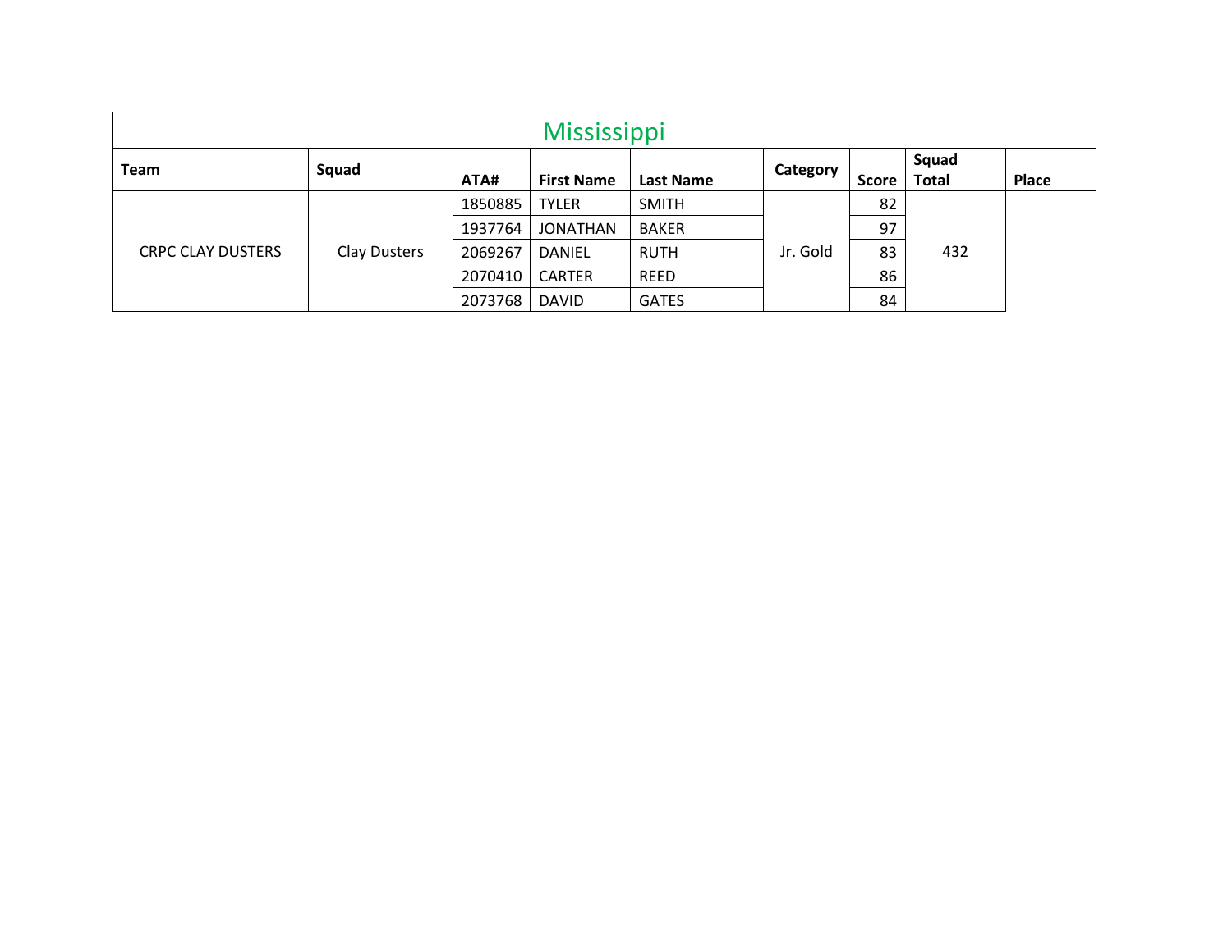## Mississippi

| Team | Squad | ATA# | First Name | Last Name | Category | Score | Squad Total | Place |
|---|---|---|---|---|---|---|---|---|
| CRPC CLAY DUSTERS | Clay Dusters | 1850885 | TYLER | SMITH | Jr. Gold | 82 | 432 | |
| | | 1937764 | JONATHAN | BAKER | | 97 | | |
| | | 2069267 | DANIEL | RUTH | | 83 | | |
| | | 2070410 | CARTER | REED | | 86 | | |
| | | 2073768 | DAVID | GATES | | 84 | | |